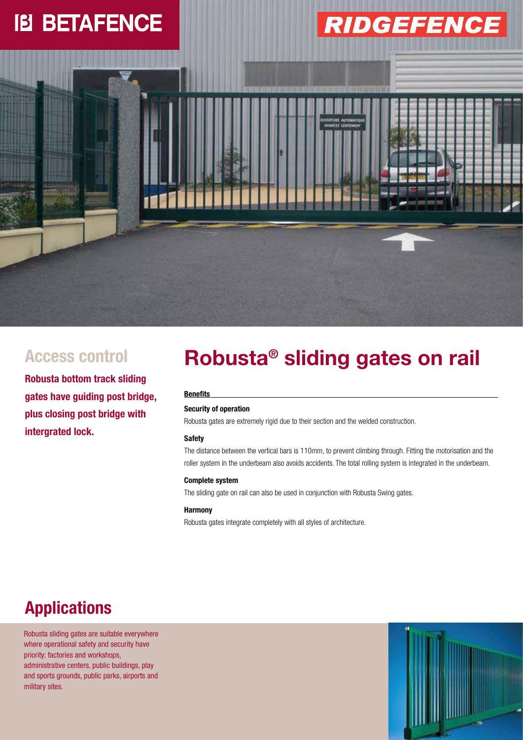BETAFENCE

RIDGEFENCE

## Access control

**Robusta bottom track sliding gates have guiding post bridge, plus closing post bridge with intergrated lock.**

# Robusta® sliding gates on rail

**Benefits**

**Security of operation**

Robusta gates are extremely rigid due to their section and the welded construction.

**Safety**

The distance between the vertical bars is 110mm, to prevent climbing through. Fitting the motorisation and the roller system in the underbeam also avoids accidents. The total rolling system is integrated in the underbeam.

**Complete system**

The sliding gate on rail can also be used in conjunction with Robusta Swing gates.

**Harmony**

Robusta gates integrate completely with all styles of architecture.

## Applications

Robusta sliding gates are suitable everywhere where operational safety and security have priority: factories and workshops, administrative centers, public buildings, play and sports grounds, public parks, airports and military sites.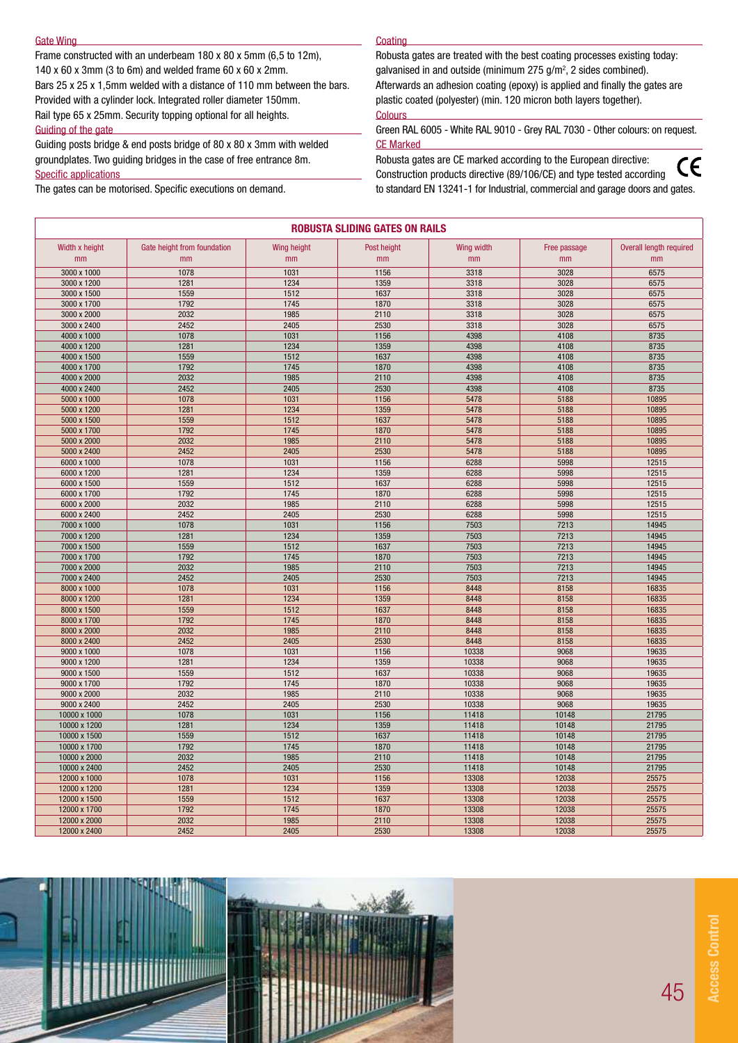### Gate Wing

Frame constructed with an underbeam 180 x 80 x 5mm (6,5 to 12m), 140 x 60 x 3mm (3 to 6m) and welded frame 60 x 60 x 2mm.
Bars 25 x 25 x 1,5mm welded with a distance of 110 mm between the bars.
Provided with a cylinder lock. Integrated roller diameter 150mm.
Rail type 65 x 25mm. Security topping optional for all heights.

### Guiding of the gate

Guiding posts bridge & end posts bridge of 80 x 80 x 3mm with welded groundplates. Two guiding bridges in the case of free entrance 8m.

### Specific applications

The gates can be motorised. Specific executions on demand.

### Coating

Robusta gates are treated with the best coating processes existing today: galvanised in and outside (minimum 275 g/m², 2 sides combined). Afterwards an adhesion coating (epoxy) is applied and finally the gates are plastic coated (polyester) (min. 120 micron both layers together).

### Colours

Green RAL 6005 - White RAL 9010 - Grey RAL 7030 - Other colours: on request.

### CE Marked

Robusta gates are CE marked according to the European directive: Construction products directive (89/106/CE) and type tested according to standard EN 13241-1 for Industrial, commercial and garage doors and gates.

**ROBUSTA SLIDING GATES ON RAILS**

| Width x height mm | Gate height from foundation mm | Wing height mm | Post height mm | Wing width mm | Free passage mm | Overall length required mm |
|---|---|---|---|---|---|---|
| 3000 x 1000 | 1078 | 1031 | 1156 | 3318 | 3028 | 6575 |
| 3000 x 1200 | 1281 | 1234 | 1359 | 3318 | 3028 | 6575 |
| 3000 x 1500 | 1559 | 1512 | 1637 | 3318 | 3028 | 6575 |
| 3000 x 1700 | 1792 | 1745 | 1870 | 3318 | 3028 | 6575 |
| 3000 x 2000 | 2032 | 1985 | 2110 | 3318 | 3028 | 6575 |
| 3000 x 2400 | 2452 | 2405 | 2530 | 3318 | 3028 | 6575 |
| 4000 x 1000 | 1078 | 1031 | 1156 | 4398 | 4108 | 8735 |
| 4000 x 1200 | 1281 | 1234 | 1359 | 4398 | 4108 | 8735 |
| 4000 x 1500 | 1559 | 1512 | 1637 | 4398 | 4108 | 8735 |
| 4000 x 1700 | 1792 | 1745 | 1870 | 4398 | 4108 | 8735 |
| 4000 x 2000 | 2032 | 1985 | 2110 | 4398 | 4108 | 8735 |
| 4000 x 2400 | 2452 | 2405 | 2530 | 4398 | 4108 | 8735 |
| 5000 x 1000 | 1078 | 1031 | 1156 | 5478 | 5188 | 10895 |
| 5000 x 1200 | 1281 | 1234 | 1359 | 5478 | 5188 | 10895 |
| 5000 x 1500 | 1559 | 1512 | 1637 | 5478 | 5188 | 10895 |
| 5000 x 1700 | 1792 | 1745 | 1870 | 5478 | 5188 | 10895 |
| 5000 x 2000 | 2032 | 1985 | 2110 | 5478 | 5188 | 10895 |
| 5000 x 2400 | 2452 | 2405 | 2530 | 5478 | 5188 | 10895 |
| 6000 x 1000 | 1078 | 1031 | 1156 | 6288 | 5998 | 12515 |
| 6000 x 1200 | 1281 | 1234 | 1359 | 6288 | 5998 | 12515 |
| 6000 x 1500 | 1559 | 1512 | 1637 | 6288 | 5998 | 12515 |
| 6000 x 1700 | 1792 | 1745 | 1870 | 6288 | 5998 | 12515 |
| 6000 x 2000 | 2032 | 1985 | 2110 | 6288 | 5998 | 12515 |
| 6000 x 2400 | 2452 | 2405 | 2530 | 6288 | 5998 | 12515 |
| 7000 x 1000 | 1078 | 1031 | 1156 | 7503 | 7213 | 14945 |
| 7000 x 1200 | 1281 | 1234 | 1359 | 7503 | 7213 | 14945 |
| 7000 x 1500 | 1559 | 1512 | 1637 | 7503 | 7213 | 14945 |
| 7000 x 1700 | 1792 | 1745 | 1870 | 7503 | 7213 | 14945 |
| 7000 x 2000 | 2032 | 1985 | 2110 | 7503 | 7213 | 14945 |
| 7000 x 2400 | 2452 | 2405 | 2530 | 7503 | 7213 | 14945 |
| 8000 x 1000 | 1078 | 1031 | 1156 | 8448 | 8158 | 16835 |
| 8000 x 1200 | 1281 | 1234 | 1359 | 8448 | 8158 | 16835 |
| 8000 x 1500 | 1559 | 1512 | 1637 | 8448 | 8158 | 16835 |
| 8000 x 1700 | 1792 | 1745 | 1870 | 8448 | 8158 | 16835 |
| 8000 x 2000 | 2032 | 1985 | 2110 | 8448 | 8158 | 16835 |
| 8000 x 2400 | 2452 | 2405 | 2530 | 8448 | 8158 | 16835 |
| 9000 x 1000 | 1078 | 1031 | 1156 | 10338 | 9068 | 19635 |
| 9000 x 1200 | 1281 | 1234 | 1359 | 10338 | 9068 | 19635 |
| 9000 x 1500 | 1559 | 1512 | 1637 | 10338 | 9068 | 19635 |
| 9000 x 1700 | 1792 | 1745 | 1870 | 10338 | 9068 | 19635 |
| 9000 x 2000 | 2032 | 1985 | 2110 | 10338 | 9068 | 19635 |
| 9000 x 2400 | 2452 | 2405 | 2530 | 10338 | 9068 | 19635 |
| 10000 x 1000 | 1078 | 1031 | 1156 | 11418 | 10148 | 21795 |
| 10000 x 1200 | 1281 | 1234 | 1359 | 11418 | 10148 | 21795 |
| 10000 x 1500 | 1559 | 1512 | 1637 | 11418 | 10148 | 21795 |
| 10000 x 1700 | 1792 | 1745 | 1870 | 11418 | 10148 | 21795 |
| 10000 x 2000 | 2032 | 1985 | 2110 | 11418 | 10148 | 21795 |
| 10000 x 2400 | 2452 | 2405 | 2530 | 11418 | 10148 | 21795 |
| 12000 x 1000 | 1078 | 1031 | 1156 | 13308 | 12038 | 25575 |
| 12000 x 1200 | 1281 | 1234 | 1359 | 13308 | 12038 | 25575 |
| 12000 x 1500 | 1559 | 1512 | 1637 | 13308 | 12038 | 25575 |
| 12000 x 1700 | 1792 | 1745 | 1870 | 13308 | 12038 | 25575 |
| 12000 x 2000 | 2032 | 1985 | 2110 | 13308 | 12038 | 25575 |
| 12000 x 2400 | 2452 | 2405 | 2530 | 13308 | 12038 | 25575 |